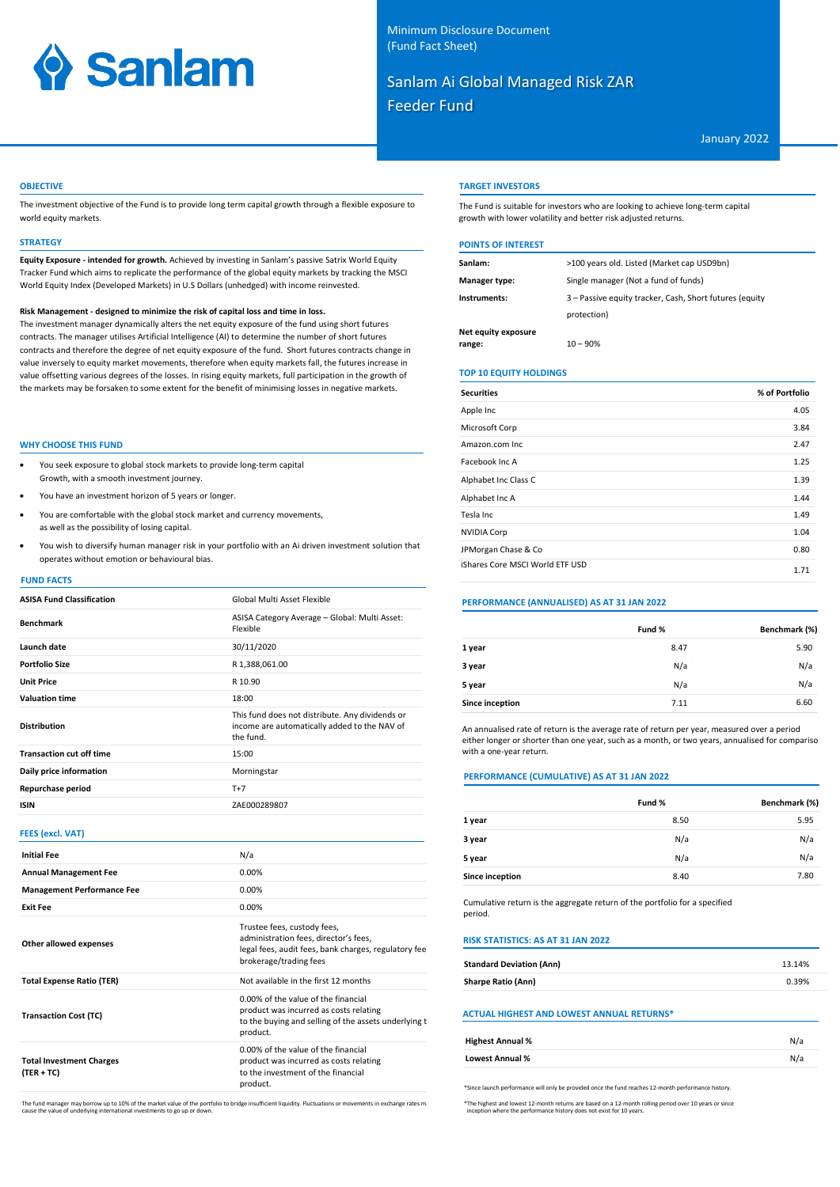Sanlam

Minimum Disclosure Document
(Fund Fact Sheet)

# Sanlam Ai Global Managed Risk ZAR Feeder Fund

January 2022

## OBJECTIVE

The investment objective of the Fund is to provide long term capital growth through a flexible exposure to world equity markets.

## STRATEGY

**Equity Exposure - intended for growth.** Achieved by investing in Sanlam's passive Satrix World Equity Tracker Fund which aims to replicate the performance of the global equity markets by tracking the MSCI World Equity Index (Developed Markets) in U.S Dollars (unhedged) with income reinvested.

**Risk Management - designed to minimize the risk of capital loss and time in loss.**
The investment manager dynamically alters the net equity exposure of the fund using short futures contracts. The manager utilises Artificial Intelligence (AI) to determine the number of short futures contracts and therefore the degree of net equity exposure of the fund. Short futures contracts change in value inversely to equity market movements, therefore when equity markets fall, the futures increase in value offsetting various degrees of the losses. In rising equity markets, full participation in the growth of the markets may be forsaken to some extent for the benefit of minimising losses in negative markets.

## WHY CHOOSE THIS FUND

- You seek exposure to global stock markets to provide long-term capital Growth, with a smooth investment journey.
- You have an investment horizon of 5 years or longer.
- You are comfortable with the global stock market and currency movements, as well as the possibility of losing capital.
- You wish to diversify human manager risk in your portfolio with an Ai driven investment solution that operates without emotion or behavioural bias.

## FUND FACTS

| | |
|---|---|
| **ASISA Fund Classification** | Global Multi Asset Flexible |
| **Benchmark** | ASISA Category Average – Global: Multi Asset: Flexible |
| **Launch date** | 30/11/2020 |
| **Portfolio Size** | R 1,388,061.00 |
| **Unit Price** | R 10.90 |
| **Valuation time** | 18:00 |
| **Distribution** | This fund does not distribute. Any dividends or income are automatically added to the NAV of the fund. |
| **Transaction cut off time** | 15:00 |
| **Daily price information** | Morningstar |
| **Repurchase period** | T+7 |
| **ISIN** | ZAE000289807 |

## FEES (excl. VAT)

| | |
|---|---|
| **Initial Fee** | N/a |
| **Annual Management Fee** | 0.00% |
| **Management Performance Fee** | 0.00% |
| **Exit Fee** | 0.00% |
| **Other allowed expenses** | Trustee fees, custody fees, administration fees, director's fees, legal fees, audit fees, bank charges, regulatory fee brokerage/trading fees |
| **Total Expense Ratio (TER)** | Not available in the first 12 months |
| **Transaction Cost (TC)** | 0.00% of the value of the financial product was incurred as costs relating to the buying and selling of the assets underlying t product. |
| **Total Investment Charges (TER + TC)** | 0.00% of the value of the financial product was incurred as costs relating to the investment of the financial product. |

The fund manager may borrow up to 10% of the market value of the portfolio to bridge insufficient liquidity. Fluctuations or movements in exchange rates m cause the value of underlying international investments to go up or down.

## TARGET INVESTORS

The Fund is suitable for investors who are looking to achieve long-term capital growth with lower volatility and better risk adjusted returns.

## POINTS OF INTEREST

| | |
|---|---|
| **Sanlam:** | >100 years old. Listed (Market cap USD9bn) |
| **Manager type:** | Single manager (Not a fund of funds) |
| **Instruments:** | 3 – Passive equity tracker, Cash, Short futures (equity protection) |
| **Net equity exposure range:** | 10 – 90% |

## TOP 10 EQUITY HOLDINGS

| Securities | % of Portfolio |
|---|---|
| Apple Inc | 4.05 |
| Microsoft Corp | 3.84 |
| Amazon.com Inc | 2.47 |
| Facebook Inc A | 1.25 |
| Alphabet Inc Class C | 1.39 |
| Alphabet Inc A | 1.44 |
| Tesla Inc | 1.49 |
| NVIDIA Corp | 1.04 |
| JPMorgan Chase & Co | 0.80 |
| iShares Core MSCI World ETF USD | 1.71 |

## PERFORMANCE (ANNUALISED) AS AT 31 JAN 2022

| | Fund % | Benchmark (%) |
|---|---|---|
| **1 year** | 8.47 | 5.90 |
| **3 year** | N/a | N/a |
| **5 year** | N/a | N/a |
| **Since inception** | 7.11 | 6.60 |

An annualised rate of return is the average rate of return per year, measured over a period either longer or shorter than one year, such as a month, or two years, annualised for compariso with a one-year return.

## PERFORMANCE (CUMULATIVE) AS AT 31 JAN 2022

| | Fund % | Benchmark (%) |
|---|---|---|
| **1 year** | 8.50 | 5.95 |
| **3 year** | N/a | N/a |
| **5 year** | N/a | N/a |
| **Since inception** | 8.40 | 7.80 |

Cumulative return is the aggregate return of the portfolio for a specified period.

## RISK STATISTICS: AS AT 31 JAN 2022

| | |
|---|---|
| **Standard Deviation (Ann)** | 13.14% |
| **Sharpe Ratio (Ann)** | 0.39% |

## ACTUAL HIGHEST AND LOWEST ANNUAL RETURNS*

| | |
|---|---|
| **Highest Annual %** | N/a |
| **Lowest Annual %** | N/a |

*Since launch performance will only be provided once the fund reaches 12-month performance history.

*The highest and lowest 12-month returns are based on a 12-month rolling period over 10 years or since inception where the performance history does not exist for 10 years.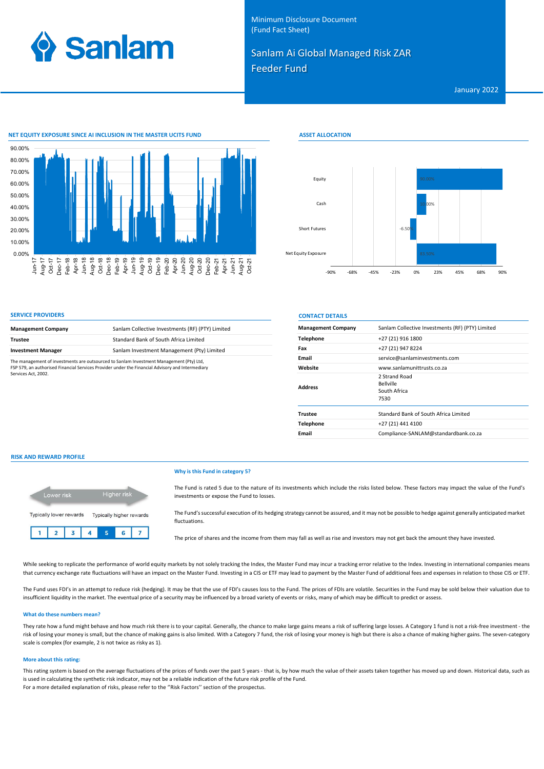Minimum Disclosure Document
(Fund Fact Sheet)

# Sanlam Ai Global Managed Risk ZAR Feeder Fund

January 2022

## NET EQUITY EXPOSURE SINCE AI INCLUSION IN THE MASTER UCITS FUND

## ASSET ALLOCATION

| | |
|---|---|
| Equity | 90.00% |
| Cash | 10.00% |
| Short Futures | -6.50% |
| Net Equity Exposure | 83.50% |

## SERVICE PROVIDERS

| | |
|---|---|
| **Management Company** | Sanlam Collective Investments (RF) (PTY) Limited |
| **Trustee** | Standard Bank of South Africa Limited |
| **Investment Manager** | Sanlam Investment Management (Pty) Limited |

The management of investments are outsourced to Sanlam Investment Management (Pty) Ltd, FSP 579, an authorised Financial Services Provider under the Financial Advisory and Intermediary Services Act, 2002.

## CONTACT DETAILS

| | |
|---|---|
| **Management Company** | Sanlam Collective Investments (RF) (PTY) Limited |
| **Telephone** | +27 (21) 916 1800 |
| **Fax** | +27 (21) 947 8224 |
| **Email** | service@sanlaminvestments.com |
| **Website** | www.sanlamunittrusts.co.za |
| **Address** | 2 Strand Road<br>Bellville<br>South Africa<br>7530 |
| **Trustee** | Standard Bank of South Africa Limited |
| **Telephone** | +27 (21) 441 4100 |
| **Email** | Compliance-SANLAM@standardbank.co.za |

## RISK AND REWARD PROFILE

Lower risk — Higher risk

Typically lower rewards — Typically higher rewards

| 1 | 2 | 3 | 4 | **5** | 6 | 7 |
|---|---|---|---|---|---|---|

### Why is this Fund in category 5?

The Fund is rated 5 due to the nature of its investments which include the risks listed below. These factors may impact the value of the Fund's investments or expose the Fund to losses.

The Fund's successful execution of its hedging strategy cannot be assured, and it may not be possible to hedge against generally anticipated market fluctuations.

The price of shares and the income from them may fall as well as rise and investors may not get back the amount they have invested.

While seeking to replicate the performance of world equity markets by not solely tracking the Index, the Master Fund may incur a tracking error relative to the Index. Investing in international companies means that currency exchange rate fluctuations will have an impact on the Master Fund. Investing in a CIS or ETF may lead to payment by the Master Fund of additional fees and expenses in relation to those CIS or ETF.

The Fund uses FDI's in an attempt to reduce risk (hedging). It may be that the use of FDI's causes loss to the Fund. The prices of FDIs are volatile. Securities in the Fund may be sold below their valuation due to insufficient liquidity in the market. The eventual price of a security may be influenced by a broad variety of events or risks, many of which may be difficult to predict or assess.

### What do these numbers mean?

They rate how a fund might behave and how much risk there is to your capital. Generally, the chance to make large gains means a risk of suffering large losses. A Category 1 fund is not a risk-free investment - the risk of losing your money is small, but the chance of making gains is also limited. With a Category 7 fund, the risk of losing your money is high but there is also a chance of making higher gains. The seven-category scale is complex (for example, 2 is not twice as risky as 1).

### More about this rating:

This rating system is based on the average fluctuations of the prices of funds over the past 5 years - that is, by how much the value of their assets taken together has moved up and down. Historical data, such as is used in calculating the synthetic risk indicator, may not be a reliable indication of the future risk profile of the Fund.
For a more detailed explanation of risks, please refer to the ''Risk Factors'' section of the prospectus.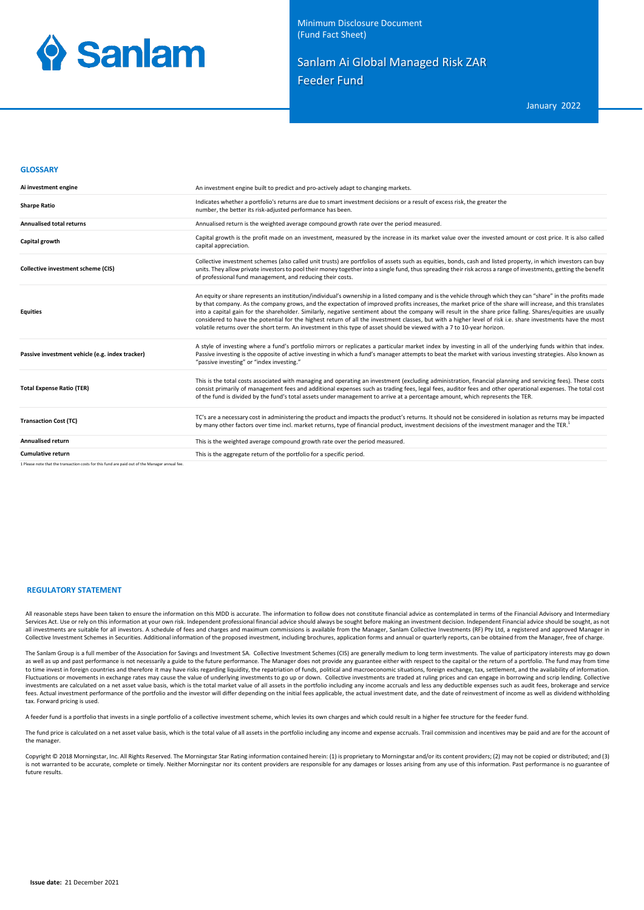Minimum Disclosure Document
(Fund Fact Sheet)

# Sanlam Ai Global Managed Risk ZAR Feeder Fund

January 2022

## GLOSSARY

| | |
|---|---|
| **Ai investment engine** | An investment engine built to predict and pro-actively adapt to changing markets. |
| **Sharpe Ratio** | Indicates whether a portfolio's returns are due to smart investment decisions or a result of excess risk, the greater the number, the better its risk-adjusted performance has been. |
| **Annualised total returns** | Annualised return is the weighted average compound growth rate over the period measured. |
| **Capital growth** | Capital growth is the profit made on an investment, measured by the increase in its market value over the invested amount or cost price. It is also called capital appreciation. |
| **Collective investment scheme (CIS)** | Collective investment schemes (also called unit trusts) are portfolios of assets such as equities, bonds, cash and listed property, in which investors can buy units. They allow private investors to pool their money together into a single fund, thus spreading their risk across a range of investments, getting the benefit of professional fund management, and reducing their costs. |
| **Equities** | An equity or share represents an institution/individual's ownership in a listed company and is the vehicle through which they can "share" in the profits made by that company. As the company grows, and the expectation of improved profits increases, the market price of the share will increase, and this translates into a capital gain for the shareholder. Similarly, negative sentiment about the company will result in the share price falling. Shares/equities are usually considered to have the potential for the highest return of all the investment classes, but with a higher level of risk i.e. share investments have the most volatile returns over the short term. An investment in this type of asset should be viewed with a 7 to 10-year horizon. |
| **Passive investment vehicle (e.g. index tracker)** | A style of investing where a fund's portfolio mirrors or replicates a particular market index by investing in all of the underlying funds within that index. Passive investing is the opposite of active investing in which a fund's manager attempts to beat the market with various investing strategies. Also known as "passive investing" or "index investing." |
| **Total Expense Ratio (TER)** | This is the total costs associated with managing and operating an investment (excluding administration, financial planning and servicing fees). These costs consist primarily of management fees and additional expenses such as trading fees, legal fees, auditor fees and other operational expenses. The total cost of the fund is divided by the fund's total assets under management to arrive at a percentage amount, which represents the TER. |
| **Transaction Cost (TC)** | TC's are a necessary cost in administering the product and impacts the product's returns. It should not be considered in isolation as returns may be impacted by many other factors over time incl. market returns, type of financial product, investment decisions of the investment manager and the TER.[1] |
| **Annualised return** | This is the weighted average compound growth rate over the period measured. |
| **Cumulative return** | This is the aggregate return of the portfolio for a specific period. |

1 Please note that the transaction costs for this fund are paid out of the Manager annual fee.

## REGULATORY STATEMENT

All reasonable steps have been taken to ensure the information on this MDD is accurate. The information to follow does not constitute financial advice as contemplated in terms of the Financial Advisory and Intermediary Services Act. Use or rely on this information at your own risk. Independent professional financial advice should always be sought before making an investment decision. Independent Financial advice should be sought, as not all investments are suitable for all investors. A schedule of fees and charges and maximum commissions is available from the Manager, Sanlam Collective Investments (RF) Pty Ltd, a registered and approved Manager in Collective Investment Schemes in Securities. Additional information of the proposed investment, including brochures, application forms and annual or quarterly reports, can be obtained from the Manager, free of charge.

The Sanlam Group is a full member of the Association for Savings and Investment SA. Collective Investment Schemes (CIS) are generally medium to long term investments. The value of participatory interests may go down as well as up and past performance is not necessarily a guide to the future performance. The Manager does not provide any guarantee either with respect to the capital or the return of a portfolio. The fund may from time to time invest in foreign countries and therefore it may have risks regarding liquidity, the repatriation of funds, political and macroeconomic situations, foreign exchange, tax, settlement, and the availability of information. Fluctuations or movements in exchange rates may cause the value of underlying investments to go up or down. Collective investments are traded at ruling prices and can engage in borrowing and scrip lending. Collective investments are calculated on a net asset value basis, which is the total market value of all assets in the portfolio including any income accruals and less any deductible expenses such as audit fees, brokerage and service fees. Actual investment performance of the portfolio and the investor will differ depending on the initial fees applicable, the actual investment date, and the date of reinvestment of income as well as dividend withholding tax. Forward pricing is used.

A feeder fund is a portfolio that invests in a single portfolio of a collective investment scheme, which levies its own charges and which could result in a higher fee structure for the feeder fund.

The fund price is calculated on a net asset value basis, which is the total value of all assets in the portfolio including any income and expense accruals. Trail commission and incentives may be paid and are for the account of the manager.

Copyright © 2018 Morningstar, Inc. All Rights Reserved. The Morningstar Star Rating information contained herein: (1) is proprietary to Morningstar and/or its content providers; (2) may not be copied or distributed; and (3) is not warranted to be accurate, complete or timely. Neither Morningstar nor its content providers are responsible for any damages or losses arising from any use of this information. Past performance is no guarantee of future results.

**Issue date:** 21 December 2021